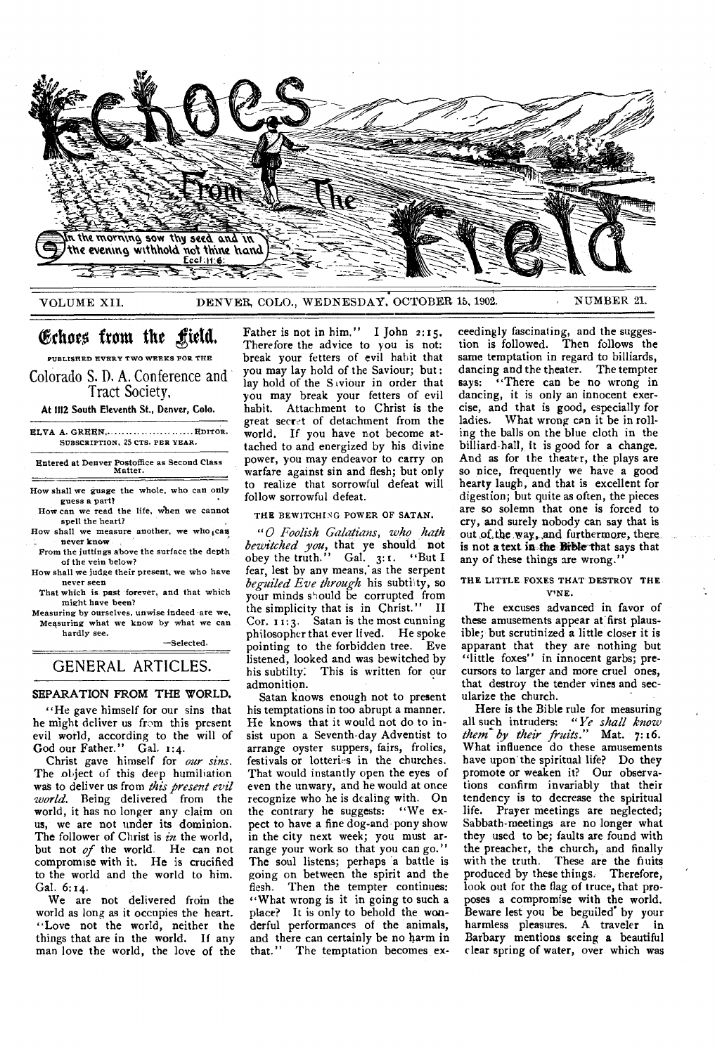# Echoes From The Field

In the morning sow thy seed and in the evening withhold not thine hand. Eccl. 11:6.

VOLUME XII. DENVER, COLO., WEDNESDAY, OCTOBER 15, 1902. NUMBER 21.

## Echoes from the Field.

PUBLISHED EVERY TWO WEEKS FOR THE

Colorado S. D. A. Conference and Tract Society,

At 1112 South Eleventh St., Denver, Colo.

ELVA A. GREEN, ........................ EDITOR.

SUBSCRIPTION, 25 CTS. PER YEAR.

Entered at Denver Postoffice as Second Class Matter.

How shall we guage the whole, who can only guess a part?
How can we read the life, when we cannot spell the heart?
How shall we measure another, we who can never know
From the juttings above the surface the depth of the vein below?
How shall we judge their present, we who have never seen
That which is past forever, and that which might have been?
Measuring by ourselves, unwise indeed are we,
Measuring what we know by what we can hardly see.

—Selected.

## GENERAL ARTICLES.

### SEPARATION FROM THE WORLD.

"He gave himself for our sins that he might deliver us from this present evil world, according to the will of God our Father." Gal. 1:4.

Christ gave himself for *our sins*. The object of this deep humiliation was to deliver us from *this present evil world*. Being delivered from the world, it has no longer any claim on us, we are not under its dominion. The follower of Christ is *in* the world, but not *of* the world. He can not compromise with it. He is crucified to the world and the world to him. Gal. 6:14.

We are not delivered from the world as long as it occupies the heart. "Love not the world, neither the things that are in the world. If any man love the world, the love of the Father is not in him." I John 2:15. Therefore the advice to you is not: break your fetters of evil habit that you may lay hold of the Saviour; but: lay hold of the Saviour in order that you may break your fetters of evil habit. Attachment to Christ is the great secret of detachment from the world. If you have not become attached to and energized by his divine power, you may endeavor to carry on warfare against sin and flesh; but only to realize that sorrowful defeat will follow sorrowful defeat.

#### THE BEWITCHING POWER OF SATAN.

"*O Foolish Galatians, who hath bewitched you*, that ye should not obey the truth." Gal. 3:1. "But I fear, lest by any means, as the serpent *beguiled Eve through* his subtilty, so your minds should be corrupted from the simplicity that is in Christ." II Cor. 11:3. Satan is the most cunning philosopher that ever lived. He spoke pointing to the forbidden tree. Eve listened, looked and was bewitched by his subtilty. This is written for our admonition.

Satan knows enough not to present his temptations in too abrupt a manner. He knows that it would not do to insist upon a Seventh-day Adventist to arrange oyster suppers, fairs, frolics, festivals or lotteries in the churches. That would instantly open the eyes of even the unwary, and he would at once recognize who he is dealing with. On the contrary he suggests: "We expect to have a fine dog-and pony show in the city next week; you must arrange your work so that you can go." The soul listens; perhaps a battle is going on between the spirit and the flesh. Then the tempter continues: "What wrong is it in going to such a place? It is only to behold the wonderful performances of the animals, and there can certainly be no harm in that." The temptation becomes exceedingly fascinating, and the suggestion is followed. Then follows the same temptation in regard to billiards, dancing and the theater. The tempter says: "There can be no wrong in dancing, it is only an innocent exercise, and that is good, especially for ladies. What wrong can it be in rolling the balls on the blue cloth in the billiard-hall, it is good for a change. And as for the theater, the plays are so nice, frequently we have a good hearty laugh, and that is excellent for digestion; but quite as often, the pieces are so solemn that one is forced to cry, and surely nobody can say that is out of the way, and furthermore, there is not a text in the Bible that says that any of these things are wrong."

#### THE LITTLE FOXES THAT DESTROY THE VINE.

The excuses advanced in favor of these amusements appear at first plausible; but scrutinized a little closer it is apparant that they are nothing but "little foxes" in innocent garbs; precursors to larger and more cruel ones, that destroy the tender vines and secularize the church.

Here is the Bible rule for measuring all such intruders: "*Ye shall know them by their fruits.*" Mat. 7:16. What influence do these amusements have upon the spiritual life? Do they promote or weaken it? Our observations confirm invariably that their tendency is to decrease the spiritual life. Prayer meetings are neglected; Sabbath-meetings are no longer what they used to be; faults are found with the preacher, the church, and finally with the truth. These are the fruits produced by these things. Therefore, look out for the flag of truce, that proposes a compromise with the world. Beware lest you be beguiled by your harmless pleasures. A traveler in Barbary mentions seeing a beautiful clear spring of water, over which was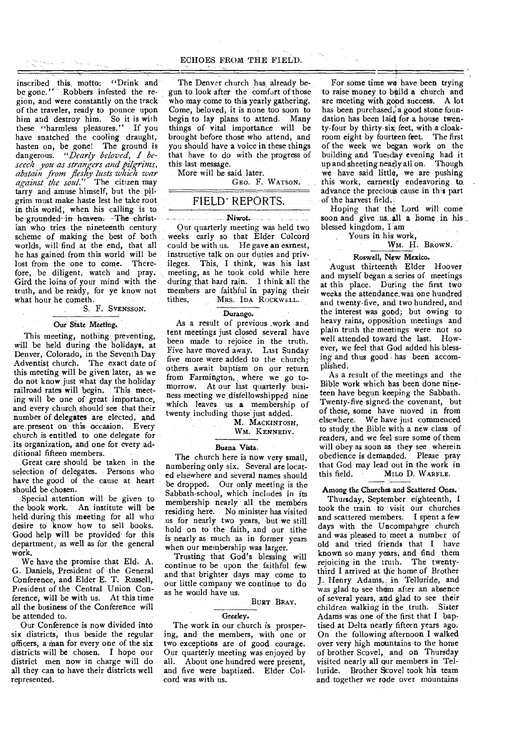inscribed this motto: "Drink and be gone." Robbers infested the region, and were constantly on the track of the traveler, ready to pounce upon him and destroy him. So it is with these "harmless pleasures." If you have snatched the cooling draught, hasten on, be gone! The ground is dangerous. *"Dearly beloved, I beseech you as strangers and pilgrims, abstain from fleshy lusts which war against the soul."* The citizen may tarry and amuse himself, but the pilgrim must make haste lest he take root in this world, when his calling is to be grounded in heaven. The christian who tries the nineteenth century scheme of making the best of both worlds, will find at the end, that all he has gained from this world will be lost from the one to come. Therefore, be diligent, watch and pray. Gird the loins of your mind with the truth, and be ready, for ye know not what hour he cometh.

S. F. SVENSSON.

### Our State Meeting.

This meeting, nothing preventing, will be held during the holidays, at Denver, Colorado, in the Seventh Day Adventist church. The exact date of this meeting will be given later, as we do not know just what day the holiday railroad rates will begin. This meeting will be one of great importance, and every church should see that their number of delegates are elected, and are present on this occasion. Every church is entitled to one delegate for its organization, and one for every additional fifteen members.

Great care should be taken in the selection of delegates. Persons who have the good of the cause at heart should be chosen.

Special attention will be given to the book work. An institute will be held during this meeting for all who desire to know how to sell books. Good help will be provided for this department, as well as for the general work.

We have the promise that Eld. A. G. Daniels, President of the General Conference, and Elder E. T. Russell, President of the Central Union Conference, will be with us. At this time all the business of the Conference will be attended to.

Our Conference is now divided into six districts, thus beside the regular officers, a man for every one of the six districts will be chosen. I hope our district men now in charge will do all they can to have their districts well represented.

The Denver church has already begun to look after the comfort of those who may come to this yearly gathering. Come, beloved, it is none too soon to begin to lay plans to attend. Many things of vital importance will be brought before those who attend, and you should have a voice in these things that have to do with the progress of this last message.

More will be said later.

GEO. F. WATSON.

## FIELD REPORTS.

### Niwot.

Our quarterly meeting was held two weeks early so that Elder Colcord could be with us. He gave an earnest, instructive talk on our duties and privileges. This, I think, was his last meeting, as he took cold while here during that hard rain. I think all the members are faithful in paying their tithes.

MRS. IDA ROCKWELL.

### Durango.

As a result of previous work and tent meetings just closed several have been made to rejoice in the truth. Five have moved away. Last Sunday five more were added to the church; others await baptism on our return from Farmington, where we go tomorrow. At our last quarterly business meeting we disfellowshipped nine which leaves us a membership of twenty including those just added.

M. MACKINTOSH,
WM. KENNEDY.

### Buena Vista.

The church here is now very small, numbering only six. Several are located elsewhere and several names should be dropped. Our only meeting is the Sabbath-school, which includes in its membership nearly all the members residing here. No minister has visited us for nearly two years, but we still hold on to the faith, and our tithe is nearly as much as in former years when our membership was larger.

Trusting that God's blessing will continue to be upon the faithful few and that brighter days may come to our little company we continue to do as he would have us.

BURT BRAY.

### Greeley.

The work in our church is prospering, and the members, with one or two exceptions are of good courage. Our quarterly meeting was enjoyed by all. About one hundred were present, and five were baptized. Elder Colcord was with us.

For some time we have been trying to raise money to build a church and are meeting with good success. A lot has been purchased, a good stone foundation has been laid for a house twenty-four by thirty-six feet, with a cloakroom eight by fourteen feet. The first of the week we began work on the building and Tuesday evening had it up and sheeting nearly all on. Though we have said little, we are pushing this work, earnestly endeavoring to advance the precious cause in this part of the harvest field.

Hoping that the Lord will come soon and give us all a home in his blessed kingdom, I am

Yours in his work,
WM. H. BROWN.

### Roswell, New Mexico.

August thirteenth Elder Hoover and myself began a series of meetings at this place. During the first two weeks the attendance was one hundred and twenty-five, and two hundred, and the interest was good; but owing to heavy rains, opposition meetings and plain truth the meetings were not so well attended toward the last. However, we feel that God added his blessing and thus good has been accomplished.

As a result of the meetings and the Bible work which has been done nineteen have begun keeping the Sabbath. Twenty-five signed the covenant, but of these, some have moved in from elsewhere. We have just commenced to study the Bible with a new class of readers, and we feel sure some of them will obey as soon as they see wherein obedience is demanded. Please pray that God may lead out in the work in this field.

MILO D. WARFLE.

### Among the Churches and Scattered Ones.

Thursday, September eighteenth, I took the train to visit our churches and scattered members. I spent a few days with the Uncompahgre church and was pleased to meet a number of old and tried friends that I have known so many years, and find them rejoicing in the truth. The twenty-third I arrived at the home of Brother J. Henry Adams, in Telluride, and was glad to see them after an absence of several years, and glad to see their children walking in the truth. Sister Adams was one of the first that I baptised at Delta nearly fifteen years ago. On the following afternoon I walked over very high mountains to the home of brother Scovel, and on Thursday visited nearly all our members in Telluride. Brother Scovel took his team and together we rode over mountains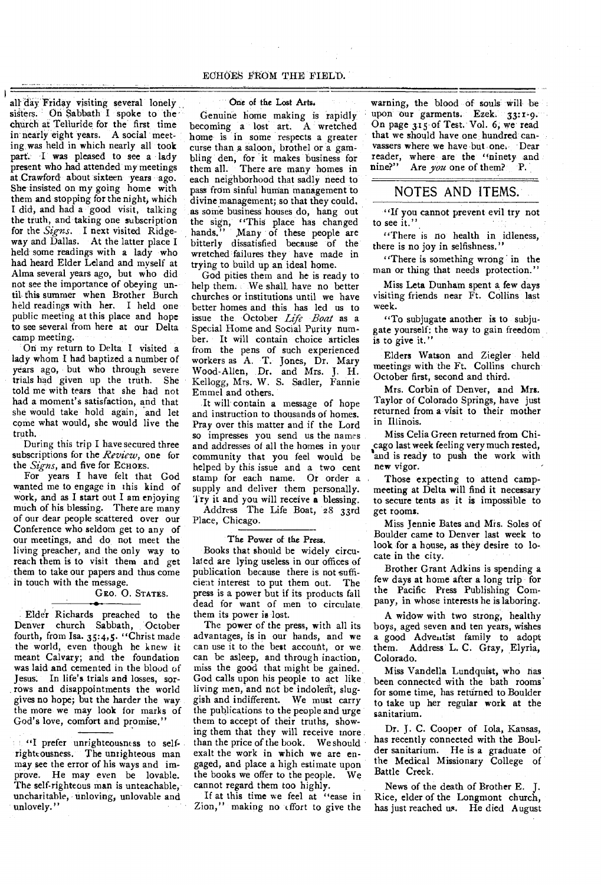all day Friday visiting several lonely sisters. On Sabbath I spoke to the church at Telluride for the first time in nearly eight years. A social meeting was held in which nearly all took part. I was pleased to see a lady present who had attended my meetings at Crawford about sixteen years ago. She insisted on my going home with them and stopping for the night, which I did, and had a good visit, talking the truth, and taking one subscription for the *Signs*. I next visited Ridgeway and Dallas. At the latter place I held some readings with a lady who had heard Elder Leland and myself at Alma several years ago, but who did not see the importance of obeying until this summer when Brother Burch held readings with her. I held one public meeting at this place and hope to see several from here at our Delta camp meeting.

On my return to Delta I visited a lady whom I had baptized a number of years ago, but who through severe trials had given up the truth. She told me with tears that she had not had a moment's satisfaction, and that she would take hold again, and let come what would, she would live the truth.

During this trip I have secured three subscriptions for the *Review*, one for the *Signs*, and five for ECHOES.

For years I have felt that God wanted me to engage in this kind of work, and as I start out I am enjoying much of his blessing. There are many of our dear people scattered over our Conference who seldom get to any of our meetings, and do not meet the living preacher, and the only way to reach them is to visit them and get them to take our papers and thus come in touch with the message.

GEO. O. STATES.

---

Elder Richards preached to the Denver church Sabbath, October fourth, from Isa. 35:4,5. "Christ made the world, even though he knew it meant Calvary; and the foundation was laid and cemented in the blood of Jesus. In life's trials and losses, sorrows and disappointments the world gives no hope; but the harder the way the more we may look for marks of God's love, comfort and promise."

---

"I prefer unrighteousness to self-righteousness. The unrighteous man may see the error of his ways and improve. He may even be lovable. The self-righteous man is unteachable, uncharitable, unloving, unlovable and unlovely."

### One of the Lost Arts.

Genuine home making is rapidly becoming a lost art. A wretched home is in some respects a greater curse than a saloon, brothel or a gambling den, for it makes business for them all. There are many homes in each neighborhood that sadly need to pass from sinful human management to divine management; so that they could, as some business houses do, hang out the sign, "This place has changed hands." Many of these people are bitterly dissatisfied because of the wretched failures they have made in trying to build up an ideal home.

God pities them and he is ready to help them. We shall have no better churches or institutions until we have better homes and this has led us to issue the October *Life Boat* as a Special Home and Social Purity number. It will contain choice articles from the pens of such experienced workers as A. T. Jones, Dr. Mary Wood-Allen, Dr. and Mrs. J. H. Kellogg, Mrs. W. S. Sadler, Fannie Emmel and others.

It will contain a message of hope and instruction to thousands of homes. Pray over this matter and if the Lord so impresses you send us the names and addresses of all the homes in your community that you feel would be helped by this issue and a two cent stamp for each name. Or order a supply and deliver them personally. Try it and you will receive a blessing.

Address The Life Boat, 28 33rd Place, Chicago.

### The Power of the Press.

Books that should be widely circulated are lying useless in our offices of publication because there is not sufficient interest to put them out. The press is a power but if its products fall dead for want of men to circulate them its power is lost.

The power of the press, with all its advantages, is in our hands, and we can use it to the best account, or we can be asleep, and through inaction, miss the good that might be gained. God calls upon his people to act like living men, and not be indolent, sluggish and indifferent. We must carry the publications to the people and urge them to accept of their truths, showing them that they will receive more than the price of the book. We should exalt the work in which we are engaged, and place a high estimate upon the books we offer to the people. We cannot regard them too highly.

If at this time we feel at "ease in Zion," making no effort to give the warning, the blood of souls will be upon our garments. Ezek. 33:1-9. On page 315 of Test. Vol. 6, we read that we should have one hundred canvassers where we have but one. Dear reader, where are the "ninety and nine?" Are *you* one of them? P.

## NOTES AND ITEMS.

"If you cannot prevent evil try not to see it."

"There is no health in idleness, there is no joy in selfishness."

"There is something wrong in the man or thing that needs protection."

Miss Leta Dunham spent a few days visiting friends near Ft. Collins last week.

"To subjugate another is to subjugate yourself: the way to gain freedom is to give it."

Elders Watson and Ziegler held meetings with the Ft. Collins church October first, second and third.

Mrs. Corbin of Denver, and Mrs. Taylor of Colorado Springs, have just returned from a visit to their mother in Illinois.

Miss Celia Green returned from Chicago last week feeling very much rested, and is ready to push the work with new vigor.

Those expecting to attend camp-meeting at Delta will find it necessary to secure tents as it is impossible to get rooms.

Miss Jennie Bates and Mrs. Soles of Boulder came to Denver last week to look for a house, as they desire to locate in the city.

Brother Grant Adkins is spending a few days at home after a long trip for the Pacific Press Publishing Company, in whose interests he is laboring.

A widow with two strong, healthy boys, aged seven and ten years, wishes a good Adventist family to adopt them. Address L. C. Gray, Elyria, Colorado.

Miss Vandella Lundquist, who has been connected with the bath rooms for some time, has returned to Boulder to take up her regular work at the sanitarium.

Dr. J. C. Cooper of Iola, Kansas, has recently connected with the Boulder sanitarium. He is a graduate of the Medical Missionary College of Battle Creek.

News of the death of Brother E. J. Rice, elder of the Longmont church, has just reached us. He died August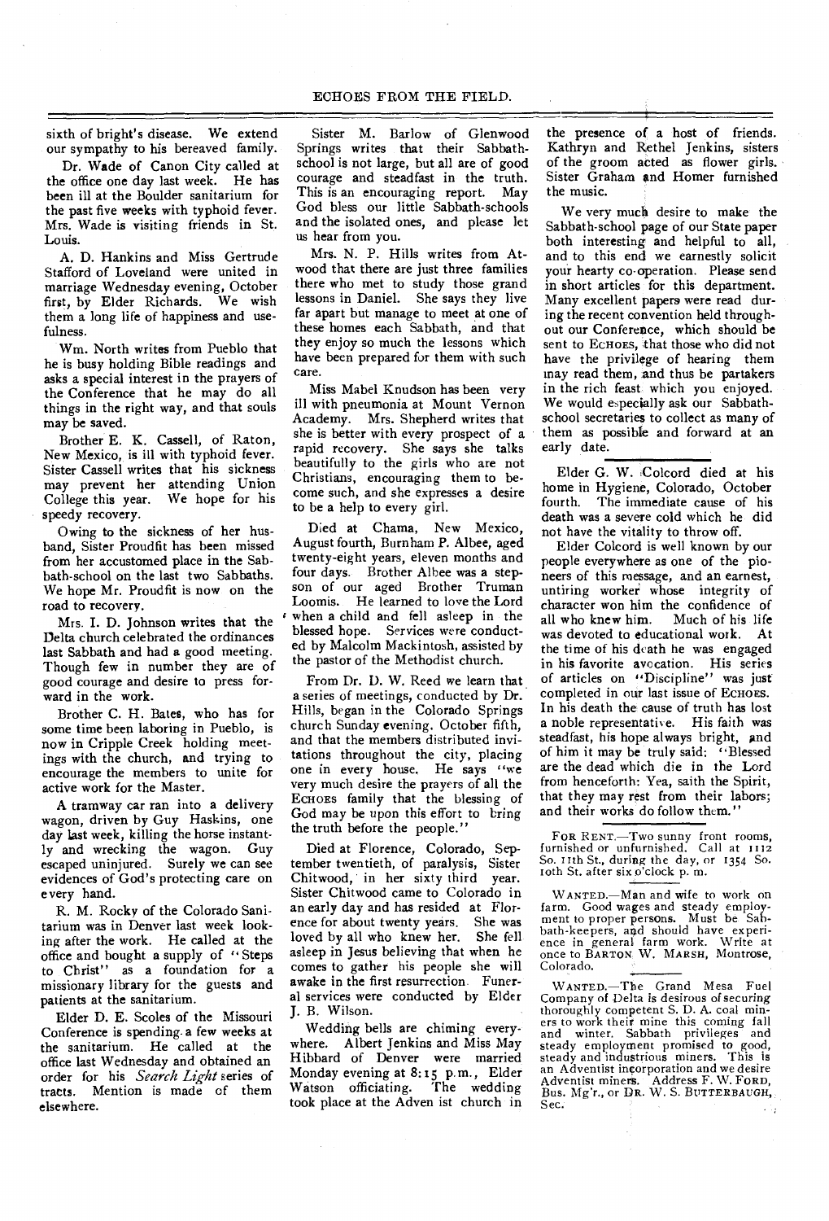sixth of bright's disease. We extend our sympathy to his bereaved family.

Dr. Wade of Canon City called at the office one day last week. He has been ill at the Boulder sanitarium for the past five weeks with typhoid fever. Mrs. Wade is visiting friends in St. Louis.

A. D. Hankins and Miss Gertrude Stafford of Loveland were united in marriage Wednesday evening, October first, by Elder Richards. We wish them a long life of happiness and usefulness.

Wm. North writes from Pueblo that he is busy holding Bible readings and asks a special interest in the prayers of the Conference that he may do all things in the right way, and that souls may be saved.

Brother E. K. Cassell, of Raton, New Mexico, is ill with typhoid fever. Sister Cassell writes that his sickness may prevent her attending Union College this year. We hope for his speedy recovery.

Owing to the sickness of her husband, Sister Proudfit has been missed from her accustomed place in the Sabbath-school on the last two Sabbaths. We hope Mr. Proudfit is now on the road to recovery.

Mrs. I. D. Johnson writes that the Delta church celebrated the ordinances last Sabbath and had a good meeting. Though few in number they are of good courage and desire to press forward in the work.

Brother C. H. Bates, who has for some time been laboring in Pueblo, is now in Cripple Creek holding meetings with the church, and trying to encourage the members to unite for active work for the Master.

A tramway car ran into a delivery wagon, driven by Guy Haskins, one day last week, killing the horse instantly and wrecking the wagon. Guy escaped uninjured. Surely we can see evidences of God's protecting care on every hand.

R. M. Rocky of the Colorado Sanitarium was in Denver last week looking after the work. He called at the office and bought a supply of "Steps to Christ" as a foundation for a missionary library for the guests and patients at the sanitarium.

Elder D. E. Scoles of the Missouri Conference is spending a few weeks at the sanitarium. He called at the office last Wednesday and obtained an order for his *Search Light* series of tracts. Mention is made of them elsewhere.

Sister M. Barlow of Glenwood Springs writes that their Sabbath-school is not large, but all are of good courage and steadfast in the truth. This is an encouraging report. May God bless our little Sabbath-schools and the isolated ones, and please let us hear from you.

Mrs. N. P. Hills writes from Atwood that there are just three families there who met to study those grand lessons in Daniel. She says they live far apart but manage to meet at one of these homes each Sabbath, and that they enjoy so much the lessons which have been prepared for them with such care.

Miss Mabel Knudson has been very ill with pneumonia at Mount Vernon Academy. Mrs. Shepherd writes that she is better with every prospect of a rapid recovery. She says she talks beautifully to the girls who are not Christians, encouraging them to become such, and she expresses a desire to be a help to every girl.

Died at Chama, New Mexico, August fourth, Burnham P. Albee, aged twenty-eight years, eleven months and four days. Brother Albee was a stepson of our aged Brother Truman Loomis. He learned to love the Lord when a child and fell asleep in the blessed hope. Services were conducted by Malcolm Mackintosh, assisted by the pastor of the Methodist church.

From Dr. D. W. Reed we learn that a series of meetings, conducted by Dr. Hills, began in the Colorado Springs church Sunday evening, October fifth, and that the members distributed invitations throughout the city, placing one in every house. He says "we very much desire the prayers of all the ECHOES family that the blessing of God may be upon this effort to bring the truth before the people."

Died at Florence, Colorado, September twentieth, of paralysis, Sister Chitwood, in her sixty third year. Sister Chitwood came to Colorado in an early day and has resided at Florence for about twenty years. She was loved by all who knew her. She fell asleep in Jesus believing that when he comes to gather his people she will awake in the first resurrection. Funeral services were conducted by Elder J. B. Wilson.

Wedding bells are chiming everywhere. Albert Jenkins and Miss May Hibbard of Denver were married Monday evening at 8:15 p.m., Elder Watson officiating. The wedding took place at the Adventist church in the presence of a host of friends. Kathryn and Rethel Jenkins, sisters of the groom acted as flower girls. Sister Graham and Homer furnished the music.

We very much desire to make the Sabbath-school page of our State paper both interesting and helpful to all, and to this end we earnestly solicit your hearty co-operation. Please send in short articles for this department. Many excellent papers were read during the recent convention held throughout our Conference, which should be sent to ECHOES, that those who did not have the privilege of hearing them may read them, and thus be partakers in the rich feast which you enjoyed. We would especially ask our Sabbath-school secretaries to collect as many of them as possible and forward at an early date.

---

Elder G. W. Colcord died at his home in Hygiene, Colorado, October fourth. The immediate cause of his death was a severe cold which he did not have the vitality to throw off.

Elder Colcord is well known by our people everywhere as one of the pioneers of this message, and an earnest, untiring worker whose integrity of character won him the confidence of all who knew him. Much of his life was devoted to educational work. At the time of his death he was engaged in his favorite avocation. His series of articles on "Discipline" was just completed in our last issue of ECHOES. In his death the cause of truth has lost a noble representative. His faith was steadfast, his hope always bright, and of him it may be truly said: "Blessed are the dead which die in the Lord from henceforth: Yea, saith the Spirit, that they may rest from their labors; and their works do follow them."

---

FOR RENT.—Two sunny front rooms, furnished or unfurnished. Call at 1112 So. 11th St., during the day, or 1354 So. 10th St. after six o'clock p. m.

---

WANTED.—Man and wife to work on farm. Good wages and steady employment to proper persons. Must be Sabbath-keepers, and should have experience in general farm work. Write at once to BARTON W. MARSH, Montrose, Colorado.

---

WANTED.—The Grand Mesa Fuel Company of Delta is desirous of securing thoroughly competent S. D. A. coal miners to work their mine this coming fall and winter. Sabbath privileges and steady employment promised to good, steady and industrious miners. This is an Adventist incorporation and we desire Adventist miners. Address F. W. FORD, Bus. Mg'r., or DR. W. S. BUTTERBAUGH, Sec.